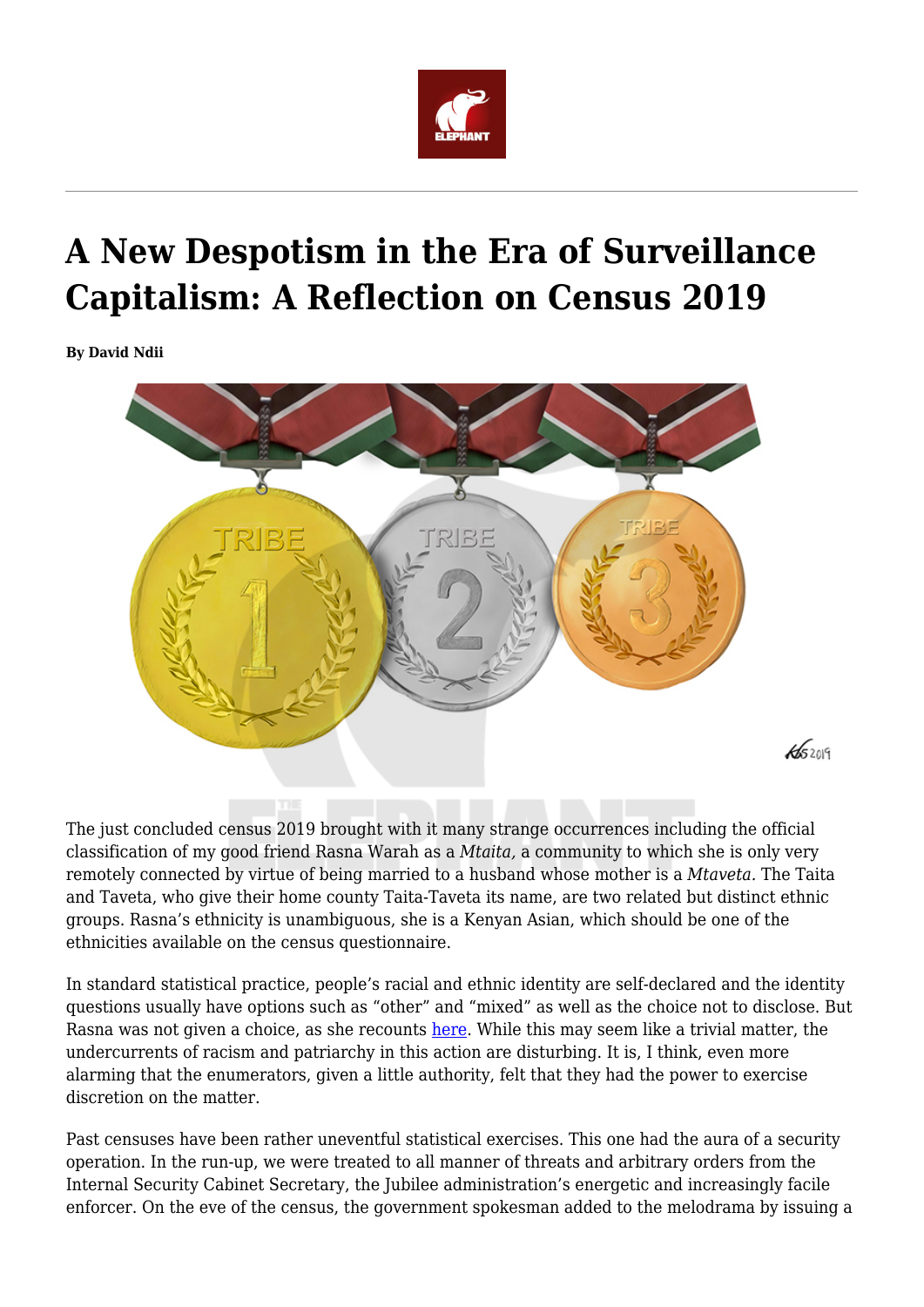# A New Despotism in the Era of Surveillance Capitalism: A Reflection on Census 2019

**By David Ndii**

The just concluded census 2019 brought with it many strange occurrences including the official classification of my good friend Rasna Warah as a *Mtaita,* a community to which she is only very remotely connected by virtue of being married to a husband whose mother is a *Mtaveta.* The Taita and Taveta, who give their home county Taita-Taveta its name, are two related but distinct ethnic groups. Rasna's ethnicity is unambiguous, she is a Kenyan Asian, which should be one of the ethnicities available on the census questionnaire.

In standard statistical practice, people's racial and ethnic identity are self-declared and the identity questions usually have options such as "other" and "mixed" as well as the choice not to disclose. But Rasna was not given a choice, as she recounts here. While this may seem like a trivial matter, the undercurrents of racism and patriarchy in this action are disturbing. It is, I think, even more alarming that the enumerators, given a little authority, felt that they had the power to exercise discretion on the matter.

Past censuses have been rather uneventful statistical exercises. This one had the aura of a security operation. In the run-up, we were treated to all manner of threats and arbitrary orders from the Internal Security Cabinet Secretary, the Jubilee administration's energetic and increasingly facile enforcer. On the eve of the census, the government spokesman added to the melodrama by issuing a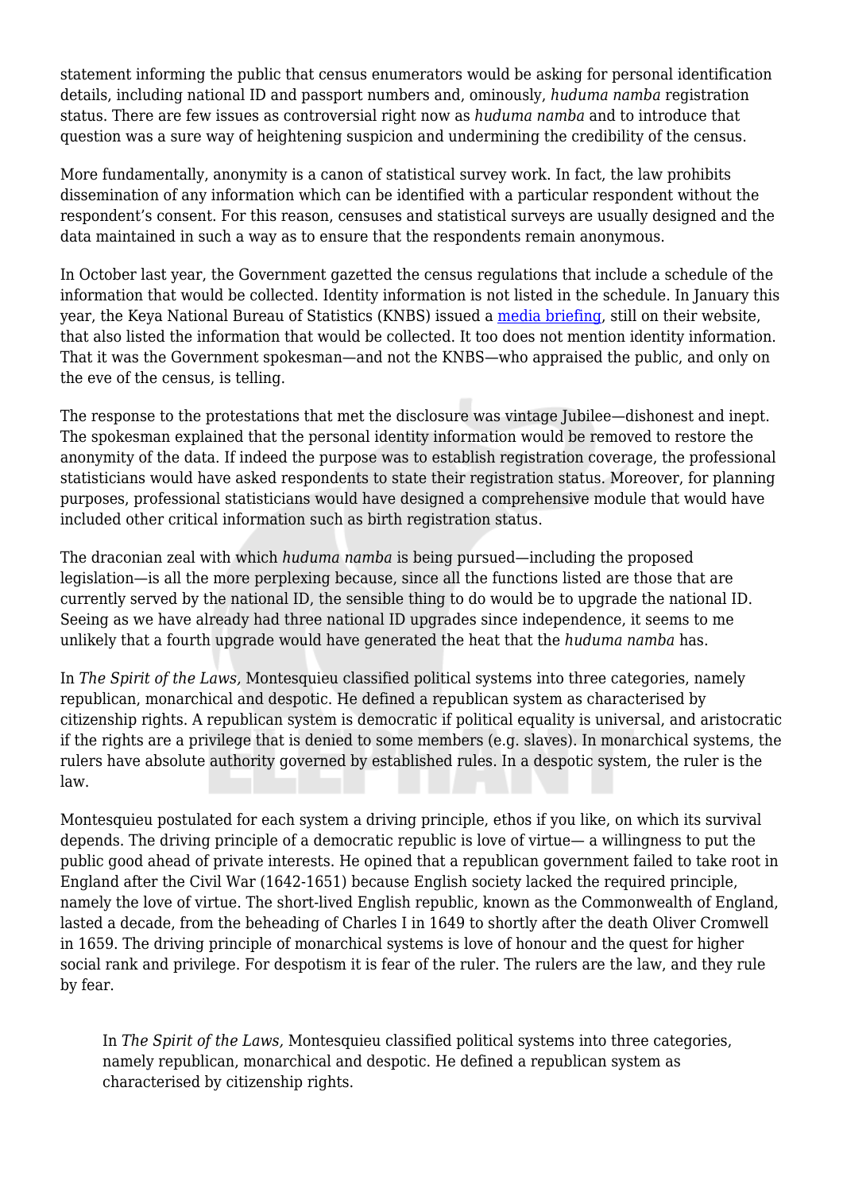statement informing the public that census enumerators would be asking for personal identification details, including national ID and passport numbers and, ominously, *huduma namba* registration status. There are few issues as controversial right now as *huduma namba* and to introduce that question was a sure way of heightening suspicion and undermining the credibility of the census.

More fundamentally, anonymity is a canon of statistical survey work. In fact, the law prohibits dissemination of any information which can be identified with a particular respondent without the respondent's consent. For this reason, censuses and statistical surveys are usually designed and the data maintained in such a way as to ensure that the respondents remain anonymous.

In October last year, the Government gazetted the census regulations that include a schedule of the information that would be collected. Identity information is not listed in the schedule. In January this year, the Keya National Bureau of Statistics (KNBS) issued a media briefing, still on their website, that also listed the information that would be collected. It too does not mention identity information. That it was the Government spokesman—and not the KNBS—who appraised the public, and only on the eve of the census, is telling.

The response to the protestations that met the disclosure was vintage Jubilee—dishonest and inept. The spokesman explained that the personal identity information would be removed to restore the anonymity of the data. If indeed the purpose was to establish registration coverage, the professional statisticians would have asked respondents to state their registration status. Moreover, for planning purposes, professional statisticians would have designed a comprehensive module that would have included other critical information such as birth registration status.

The draconian zeal with which *huduma namba* is being pursued—including the proposed legislation—is all the more perplexing because, since all the functions listed are those that are currently served by the national ID, the sensible thing to do would be to upgrade the national ID. Seeing as we have already had three national ID upgrades since independence, it seems to me unlikely that a fourth upgrade would have generated the heat that the *huduma namba* has.

In *The Spirit of the Laws,* Montesquieu classified political systems into three categories, namely republican, monarchical and despotic. He defined a republican system as characterised by citizenship rights. A republican system is democratic if political equality is universal, and aristocratic if the rights are a privilege that is denied to some members (e.g. slaves). In monarchical systems, the rulers have absolute authority governed by established rules. In a despotic system, the ruler is the law.

Montesquieu postulated for each system a driving principle, ethos if you like, on which its survival depends. The driving principle of a democratic republic is love of virtue— a willingness to put the public good ahead of private interests. He opined that a republican government failed to take root in England after the Civil War (1642-1651) because English society lacked the required principle, namely the love of virtue. The short-lived English republic, known as the Commonwealth of England, lasted a decade, from the beheading of Charles I in 1649 to shortly after the death Oliver Cromwell in 1659. The driving principle of monarchical systems is love of honour and the quest for higher social rank and privilege. For despotism it is fear of the ruler. The rulers are the law, and they rule by fear.

> In *The Spirit of the Laws,* Montesquieu classified political systems into three categories, namely republican, monarchical and despotic. He defined a republican system as characterised by citizenship rights.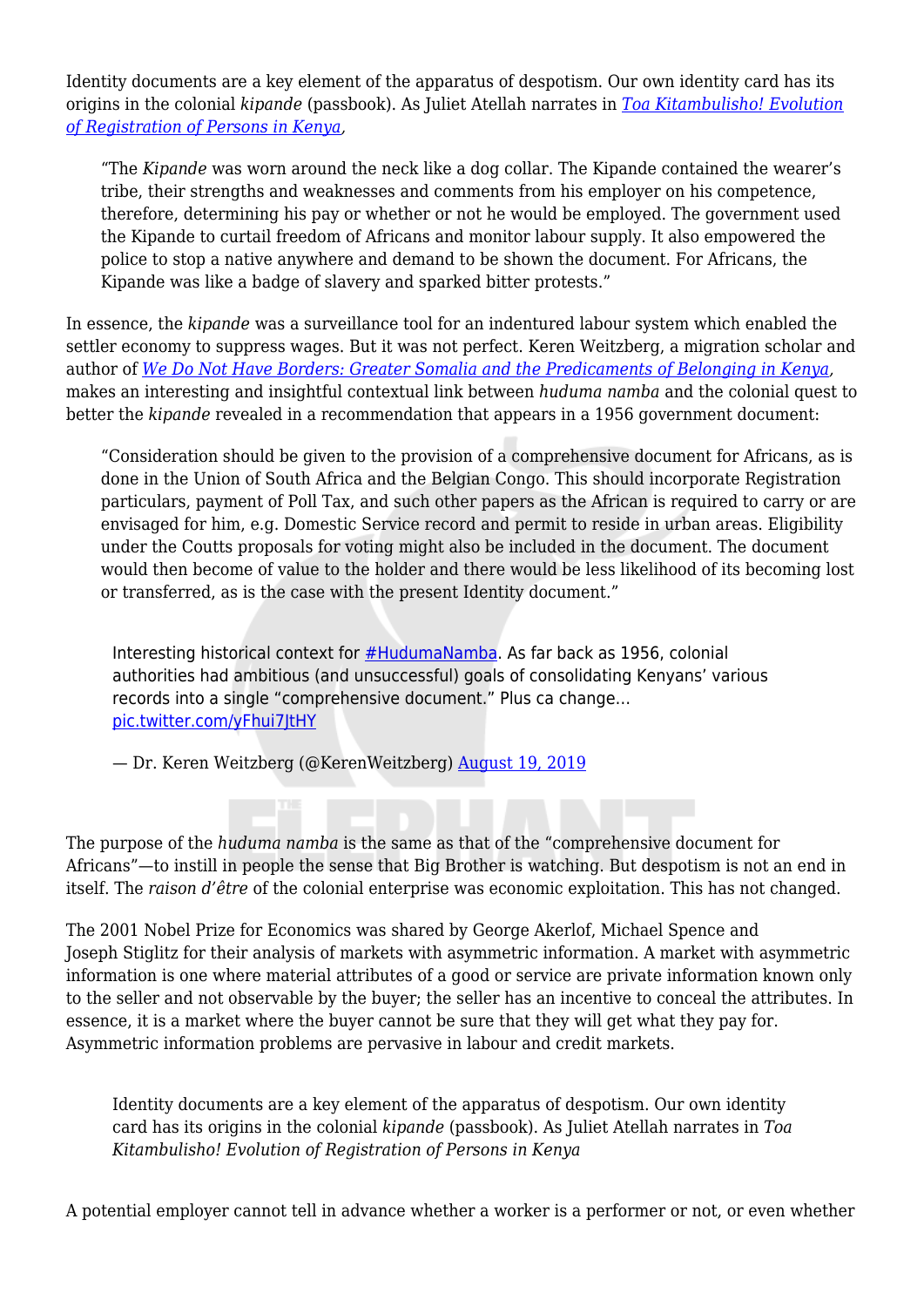Identity documents are a key element of the apparatus of despotism. Our own identity card has its origins in the colonial *kipande* (passbook). As Juliet Atellah narrates in *[Toa Kitambulisho! Evolution of Registration of Persons in Kenya](#)*,

> "The *Kipande* was worn around the neck like a dog collar. The Kipande contained the wearer's tribe, their strengths and weaknesses and comments from his employer on his competence, therefore, determining his pay or whether or not he would be employed. The government used the Kipande to curtail freedom of Africans and monitor labour supply. It also empowered the police to stop a native anywhere and demand to be shown the document. For Africans, the Kipande was like a badge of slavery and sparked bitter protests."

In essence, the *kipande* was a surveillance tool for an indentured labour system which enabled the settler economy to suppress wages. But it was not perfect. Keren Weitzberg, a migration scholar and author of *[We Do Not Have Borders: Greater Somalia and the Predicaments of Belonging in Kenya](#)*, makes an interesting and insightful contextual link between *huduma namba* and the colonial quest to better the *kipande* revealed in a recommendation that appears in a 1956 government document:

> "Consideration should be given to the provision of a comprehensive document for Africans, as is done in the Union of South Africa and the Belgian Congo. This should incorporate Registration particulars, payment of Poll Tax, and such other papers as the African is required to carry or are envisaged for him, e.g. Domestic Service record and permit to reside in urban areas. Eligibility under the Coutts proposals for voting might also be included in the document. The document would then become of value to the holder and there would be less likelihood of its becoming lost or transferred, as is the case with the present Identity document."

> Interesting historical context for [#HudumaNamba](#). As far back as 1956, colonial authorities had ambitious (and unsuccessful) goals of consolidating Kenyans' various records into a single "comprehensive document." Plus ca change… [pic.twitter.com/yFhui7JtHY](#)
>
> — Dr. Keren Weitzberg (@KerenWeitzberg) [August 19, 2019](#)

The purpose of the *huduma namba* is the same as that of the "comprehensive document for Africans"—to instill in people the sense that Big Brother is watching. But despotism is not an end in itself. The *raison d'être* of the colonial enterprise was economic exploitation. This has not changed.

The 2001 Nobel Prize for Economics was shared by George Akerlof, Michael Spence and Joseph Stiglitz for their analysis of markets with asymmetric information. A market with asymmetric information is one where material attributes of a good or service are private information known only to the seller and not observable by the buyer; the seller has an incentive to conceal the attributes. In essence, it is a market where the buyer cannot be sure that they will get what they pay for. Asymmetric information problems are pervasive in labour and credit markets.

> Identity documents are a key element of the apparatus of despotism. Our own identity card has its origins in the colonial *kipande* (passbook). As Juliet Atellah narrates in *Toa Kitambulisho! Evolution of Registration of Persons in Kenya*

A potential employer cannot tell in advance whether a worker is a performer or not, or even whether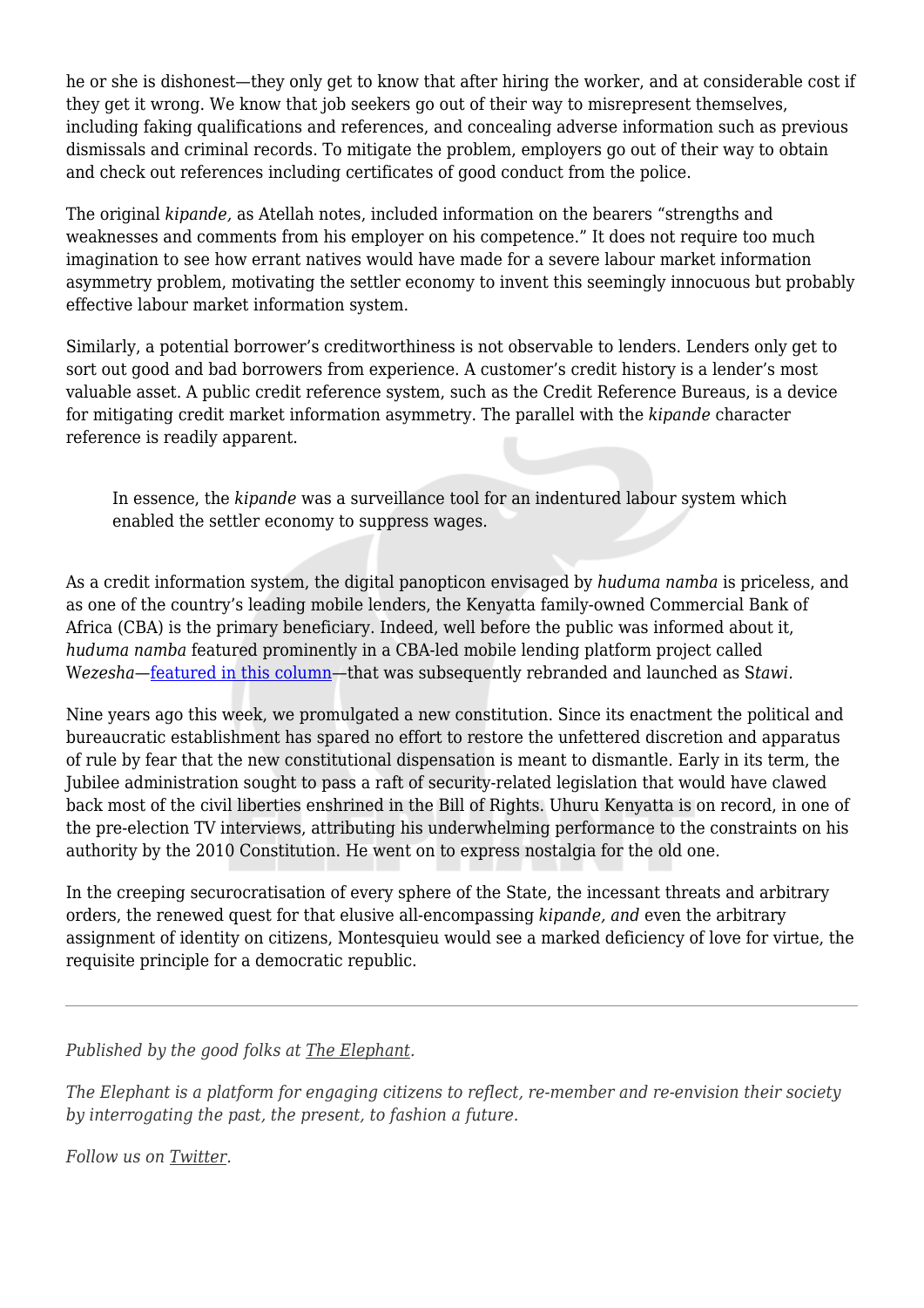he or she is dishonest—they only get to know that after hiring the worker, and at considerable cost if they get it wrong. We know that job seekers go out of their way to misrepresent themselves, including faking qualifications and references, and concealing adverse information such as previous dismissals and criminal records. To mitigate the problem, employers go out of their way to obtain and check out references including certificates of good conduct from the police.

The original *kipande,* as Atellah notes, included information on the bearers "strengths and weaknesses and comments from his employer on his competence." It does not require too much imagination to see how errant natives would have made for a severe labour market information asymmetry problem, motivating the settler economy to invent this seemingly innocuous but probably effective labour market information system.

Similarly, a potential borrower's creditworthiness is not observable to lenders. Lenders only get to sort out good and bad borrowers from experience. A customer's credit history is a lender's most valuable asset. A public credit reference system, such as the Credit Reference Bureaus, is a device for mitigating credit market information asymmetry. The parallel with the *kipande* character reference is readily apparent.

> In essence, the *kipande* was a surveillance tool for an indentured labour system which enabled the settler economy to suppress wages.

As a credit information system, the digital panopticon envisaged by *huduma namba* is priceless, and as one of the country's leading mobile lenders, the Kenyatta family-owned Commercial Bank of Africa (CBA) is the primary beneficiary. Indeed, well before the public was informed about it, *huduma namba* featured prominently in a CBA-led mobile lending platform project called W*ezesha*—featured in this column—that was subsequently rebranded and launched as S*tawi*.

Nine years ago this week, we promulgated a new constitution. Since its enactment the political and bureaucratic establishment has spared no effort to restore the unfettered discretion and apparatus of rule by fear that the new constitutional dispensation is meant to dismantle. Early in its term, the Jubilee administration sought to pass a raft of security-related legislation that would have clawed back most of the civil liberties enshrined in the Bill of Rights. Uhuru Kenyatta is on record, in one of the pre-election TV interviews, attributing his underwhelming performance to the constraints on his authority by the 2010 Constitution. He went on to express nostalgia for the old one.

In the creeping securocratisation of every sphere of the State, the incessant threats and arbitrary orders, the renewed quest for that elusive all-encompassing *kipande, and* even the arbitrary assignment of identity on citizens, Montesquieu would see a marked deficiency of love for virtue, the requisite principle for a democratic republic.

---

*Published by the good folks at The Elephant.*

*The Elephant is a platform for engaging citizens to reflect, re-member and re-envision their society by interrogating the past, the present, to fashion a future.*

*Follow us on Twitter.*